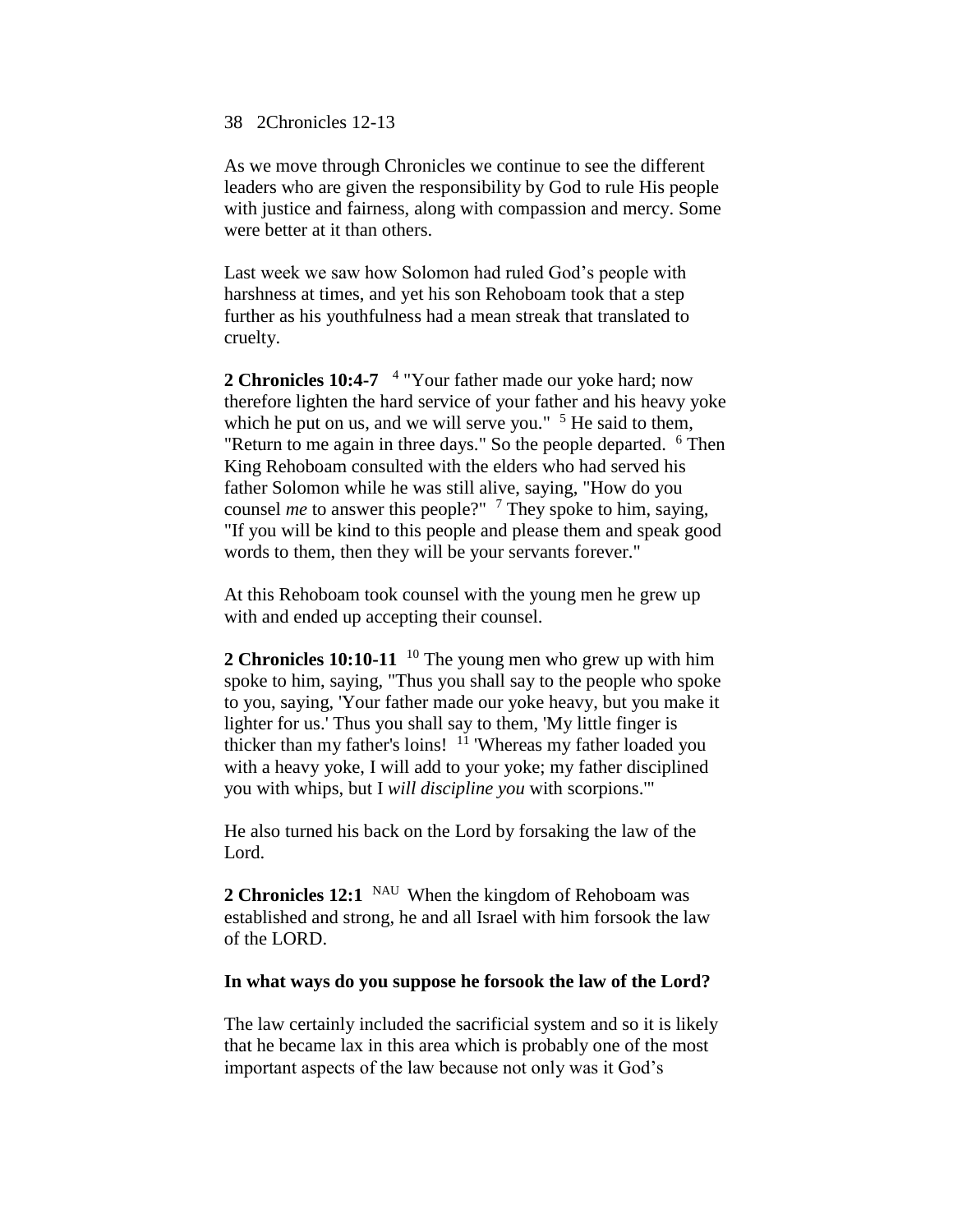38 2Chronicles 12-13

As we move through Chronicles we continue to see the different leaders who are given the responsibility by God to rule His people with justice and fairness, along with compassion and mercy. Some were better at it than others.

Last week we saw how Solomon had ruled God's people with harshness at times, and yet his son Rehoboam took that a step further as his youthfulness had a mean streak that translated to cruelty.

**2 Chronicles 10:4-7** [4] "Your father made our yoke hard; now therefore lighten the hard service of your father and his heavy yoke which he put on us, and we will serve you." [5] He said to them, "Return to me again in three days." So the people departed. [6] Then King Rehoboam consulted with the elders who had served his father Solomon while he was still alive, saying, "How do you counsel *me* to answer this people?" [7] They spoke to him, saying, "If you will be kind to this people and please them and speak good words to them, then they will be your servants forever."

At this Rehoboam took counsel with the young men he grew up with and ended up accepting their counsel.

**2 Chronicles 10:10-11** [10] The young men who grew up with him spoke to him, saying, "Thus you shall say to the people who spoke to you, saying, 'Your father made our yoke heavy, but you make it lighter for us.' Thus you shall say to them, 'My little finger is thicker than my father's loins! [11] 'Whereas my father loaded you with a heavy yoke, I will add to your yoke; my father disciplined you with whips, but I *will discipline you* with scorpions.'"

He also turned his back on the Lord by forsaking the law of the Lord.

**2 Chronicles 12:1** [NAU] When the kingdom of Rehoboam was established and strong, he and all Israel with him forsook the law of the LORD.

**In what ways do you suppose he forsook the law of the Lord?**

The law certainly included the sacrificial system and so it is likely that he became lax in this area which is probably one of the most important aspects of the law because not only was it God's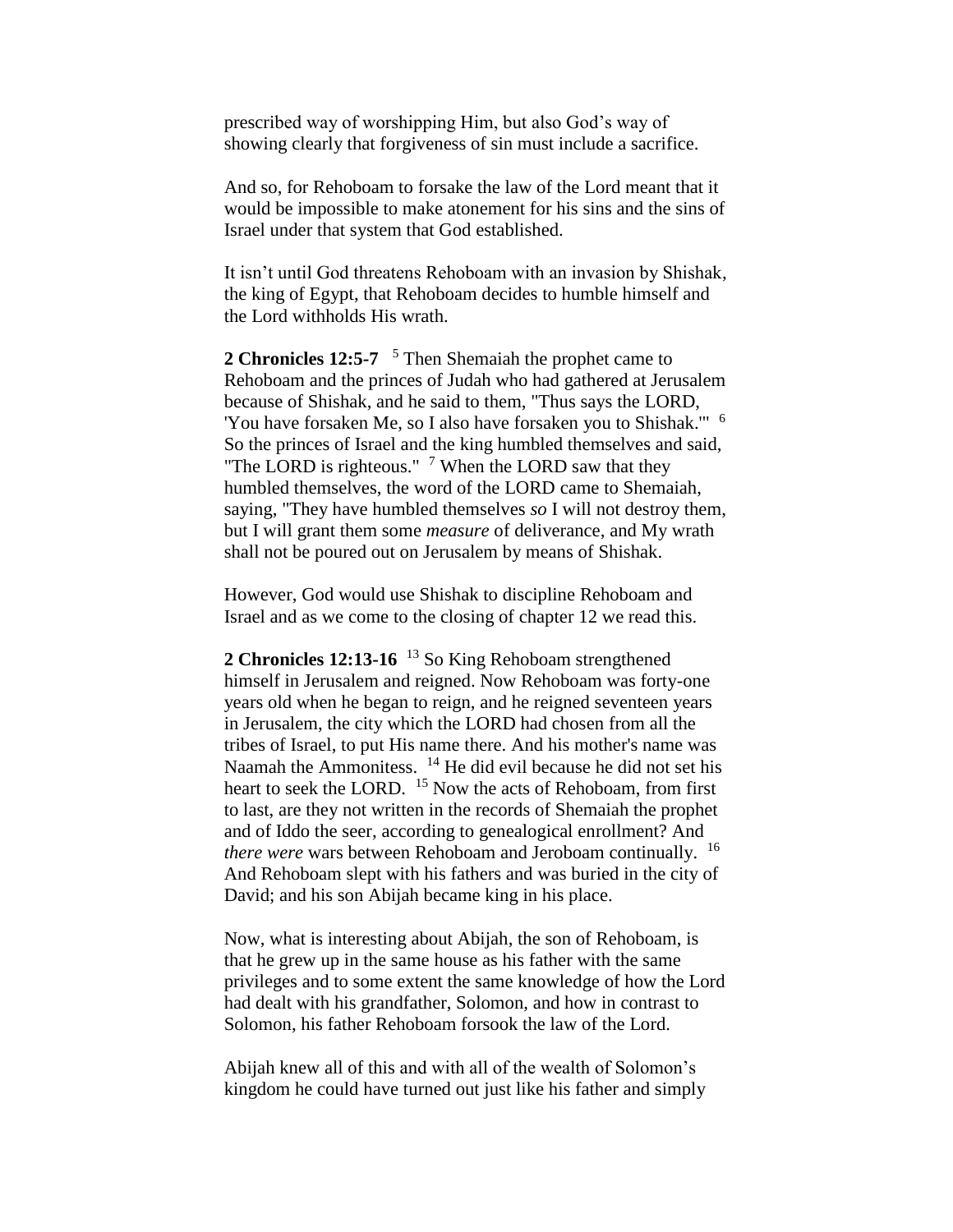prescribed way of worshipping Him, but also God's way of showing clearly that forgiveness of sin must include a sacrifice.

And so, for Rehoboam to forsake the law of the Lord meant that it would be impossible to make atonement for his sins and the sins of Israel under that system that God established.

It isn't until God threatens Rehoboam with an invasion by Shishak, the king of Egypt, that Rehoboam decides to humble himself and the Lord withholds His wrath.

**2 Chronicles 12:5-7** [5] Then Shemaiah the prophet came to Rehoboam and the princes of Judah who had gathered at Jerusalem because of Shishak, and he said to them, "Thus says the LORD, 'You have forsaken Me, so I also have forsaken you to Shishak.'" [6] So the princes of Israel and the king humbled themselves and said, "The LORD is righteous." [7] When the LORD saw that they humbled themselves, the word of the LORD came to Shemaiah, saying, "They have humbled themselves *so* I will not destroy them, but I will grant them some *measure* of deliverance, and My wrath shall not be poured out on Jerusalem by means of Shishak.

However, God would use Shishak to discipline Rehoboam and Israel and as we come to the closing of chapter 12 we read this.

**2 Chronicles 12:13-16** [13] So King Rehoboam strengthened himself in Jerusalem and reigned. Now Rehoboam was forty-one years old when he began to reign, and he reigned seventeen years in Jerusalem, the city which the LORD had chosen from all the tribes of Israel, to put His name there. And his mother's name was Naamah the Ammonitess. [14] He did evil because he did not set his heart to seek the LORD. [15] Now the acts of Rehoboam, from first to last, are they not written in the records of Shemaiah the prophet and of Iddo the seer, according to genealogical enrollment? And *there were* wars between Rehoboam and Jeroboam continually. [16] And Rehoboam slept with his fathers and was buried in the city of David; and his son Abijah became king in his place.

Now, what is interesting about Abijah, the son of Rehoboam, is that he grew up in the same house as his father with the same privileges and to some extent the same knowledge of how the Lord had dealt with his grandfather, Solomon, and how in contrast to Solomon, his father Rehoboam forsook the law of the Lord.

Abijah knew all of this and with all of the wealth of Solomon's kingdom he could have turned out just like his father and simply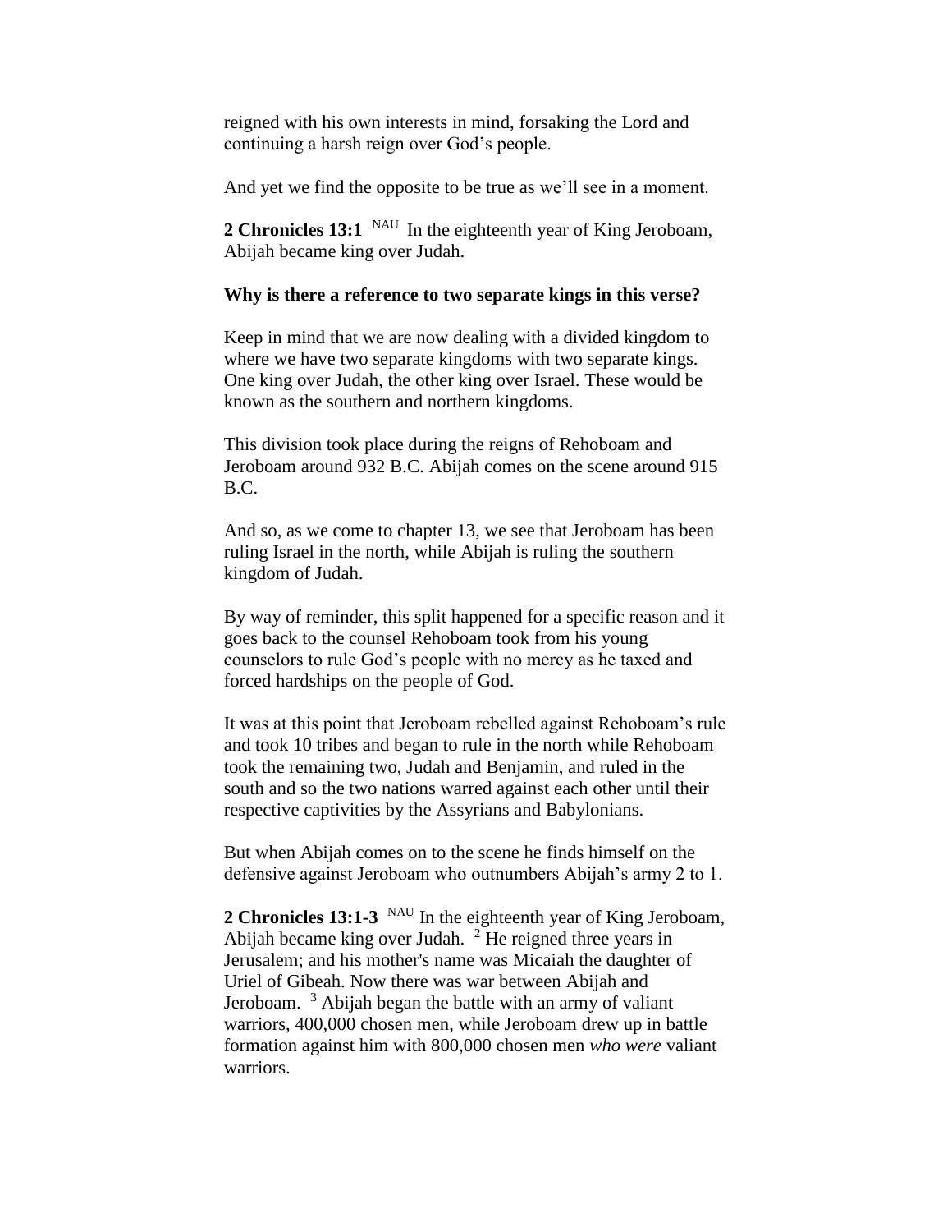reigned with his own interests in mind, forsaking the Lord and continuing a harsh reign over God's people.

And yet we find the opposite to be true as we'll see in a moment.

**2 Chronicles 13:1** NAU In the eighteenth year of King Jeroboam, Abijah became king over Judah.

**Why is there a reference to two separate kings in this verse?**

Keep in mind that we are now dealing with a divided kingdom to where we have two separate kingdoms with two separate kings. One king over Judah, the other king over Israel. These would be known as the southern and northern kingdoms.

This division took place during the reigns of Rehoboam and Jeroboam around 932 B.C. Abijah comes on the scene around 915 B.C.

And so, as we come to chapter 13, we see that Jeroboam has been ruling Israel in the north, while Abijah is ruling the southern kingdom of Judah.

By way of reminder, this split happened for a specific reason and it goes back to the counsel Rehoboam took from his young counselors to rule God's people with no mercy as he taxed and forced hardships on the people of God.

It was at this point that Jeroboam rebelled against Rehoboam's rule and took 10 tribes and began to rule in the north while Rehoboam took the remaining two, Judah and Benjamin, and ruled in the south and so the two nations warred against each other until their respective captivities by the Assyrians and Babylonians.

But when Abijah comes on to the scene he finds himself on the defensive against Jeroboam who outnumbers Abijah's army 2 to 1.

**2 Chronicles 13:1-3** NAU In the eighteenth year of King Jeroboam, Abijah became king over Judah. [2] He reigned three years in Jerusalem; and his mother's name was Micaiah the daughter of Uriel of Gibeah. Now there was war between Abijah and Jeroboam. [3] Abijah began the battle with an army of valiant warriors, 400,000 chosen men, while Jeroboam drew up in battle formation against him with 800,000 chosen men *who were* valiant warriors.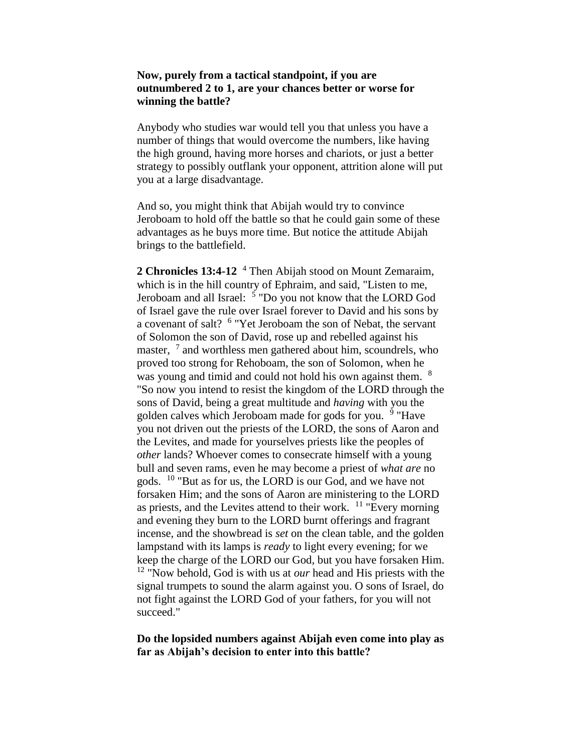**Now, purely from a tactical standpoint, if you are outnumbered 2 to 1, are your chances better or worse for winning the battle?**

Anybody who studies war would tell you that unless you have a number of things that would overcome the numbers, like having the high ground, having more horses and chariots, or just a better strategy to possibly outflank your opponent, attrition alone will put you at a large disadvantage.

And so, you might think that Abijah would try to convince Jeroboam to hold off the battle so that he could gain some of these advantages as he buys more time. But notice the attitude Abijah brings to the battlefield.

**2 Chronicles 13:4-12** [4] Then Abijah stood on Mount Zemaraim, which is in the hill country of Ephraim, and said, "Listen to me, Jeroboam and all Israel: [5] "Do you not know that the LORD God of Israel gave the rule over Israel forever to David and his sons by a covenant of salt? [6] "Yet Jeroboam the son of Nebat, the servant of Solomon the son of David, rose up and rebelled against his master, [7] and worthless men gathered about him, scoundrels, who proved too strong for Rehoboam, the son of Solomon, when he was young and timid and could not hold his own against them. [8] "So now you intend to resist the kingdom of the LORD through the sons of David, being a great multitude and *having* with you the golden calves which Jeroboam made for gods for you. [9] "Have you not driven out the priests of the LORD, the sons of Aaron and the Levites, and made for yourselves priests like the peoples of *other* lands? Whoever comes to consecrate himself with a young bull and seven rams, even he may become a priest of *what are* no gods. [10] "But as for us, the LORD is our God, and we have not forsaken Him; and the sons of Aaron are ministering to the LORD as priests, and the Levites attend to their work. [11] "Every morning and evening they burn to the LORD burnt offerings and fragrant incense, and the showbread is *set* on the clean table, and the golden lampstand with its lamps is *ready* to light every evening; for we keep the charge of the LORD our God, but you have forsaken Him. [12] "Now behold, God is with us at *our* head and His priests with the signal trumpets to sound the alarm against you. O sons of Israel, do not fight against the LORD God of your fathers, for you will not succeed."

**Do the lopsided numbers against Abijah even come into play as far as Abijah's decision to enter into this battle?**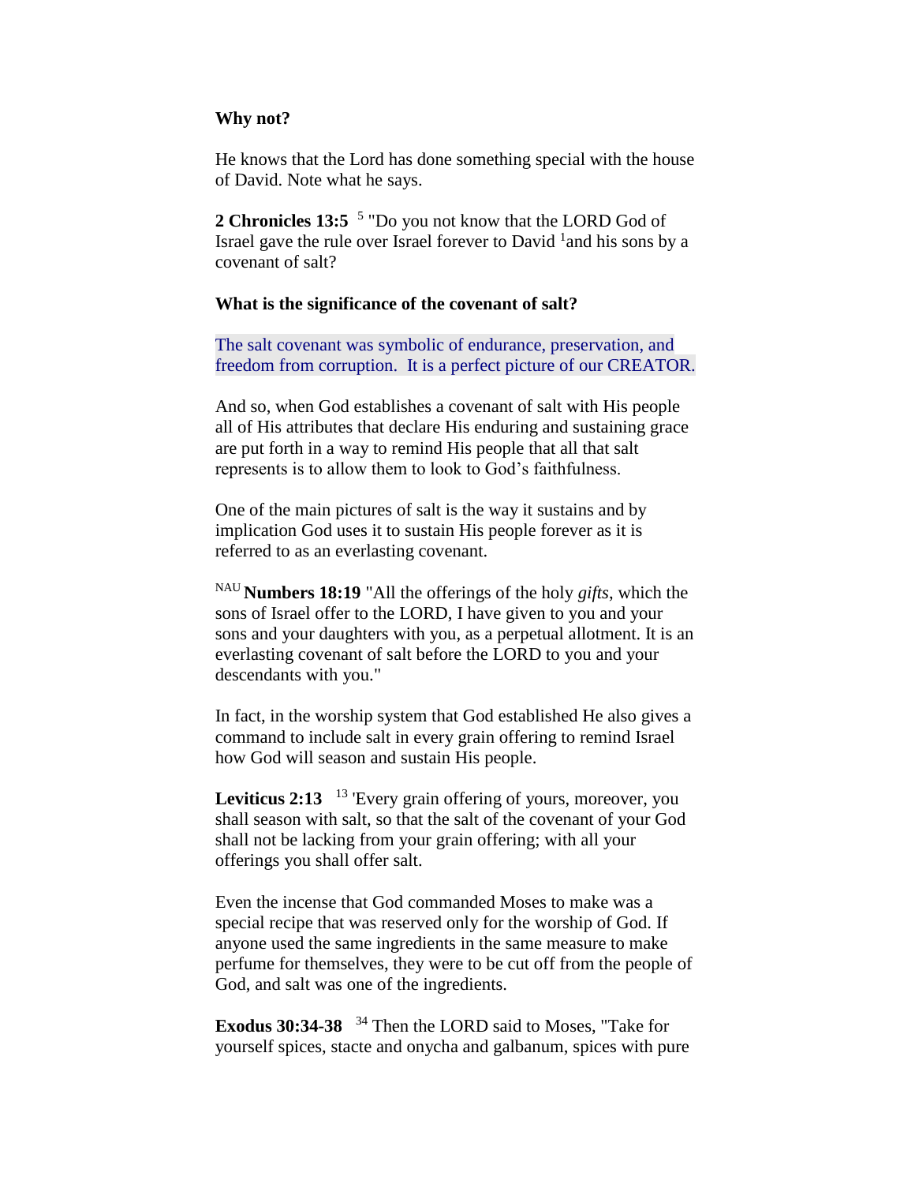**Why not?**

He knows that the Lord has done something special with the house of David. Note what he says.

**2 Chronicles 13:5** [5] "Do you not know that the LORD God of Israel gave the rule over Israel forever to David [1]and his sons by a covenant of salt?

**What is the significance of the covenant of salt?**

The salt covenant was symbolic of endurance, preservation, and freedom from corruption. It is a perfect picture of our CREATOR.

And so, when God establishes a covenant of salt with His people all of His attributes that declare His enduring and sustaining grace are put forth in a way to remind His people that all that salt represents is to allow them to look to God's faithfulness.

One of the main pictures of salt is the way it sustains and by implication God uses it to sustain His people forever as it is referred to as an everlasting covenant.

[NAU] **Numbers 18:19** "All the offerings of the holy *gifts*, which the sons of Israel offer to the LORD, I have given to you and your sons and your daughters with you, as a perpetual allotment. It is an everlasting covenant of salt before the LORD to you and your descendants with you."

In fact, in the worship system that God established He also gives a command to include salt in every grain offering to remind Israel how God will season and sustain His people.

**Leviticus 2:13** [13] 'Every grain offering of yours, moreover, you shall season with salt, so that the salt of the covenant of your God shall not be lacking from your grain offering; with all your offerings you shall offer salt.

Even the incense that God commanded Moses to make was a special recipe that was reserved only for the worship of God. If anyone used the same ingredients in the same measure to make perfume for themselves, they were to be cut off from the people of God, and salt was one of the ingredients.

**Exodus 30:34-38** [34] Then the LORD said to Moses, "Take for yourself spices, stacte and onycha and galbanum, spices with pure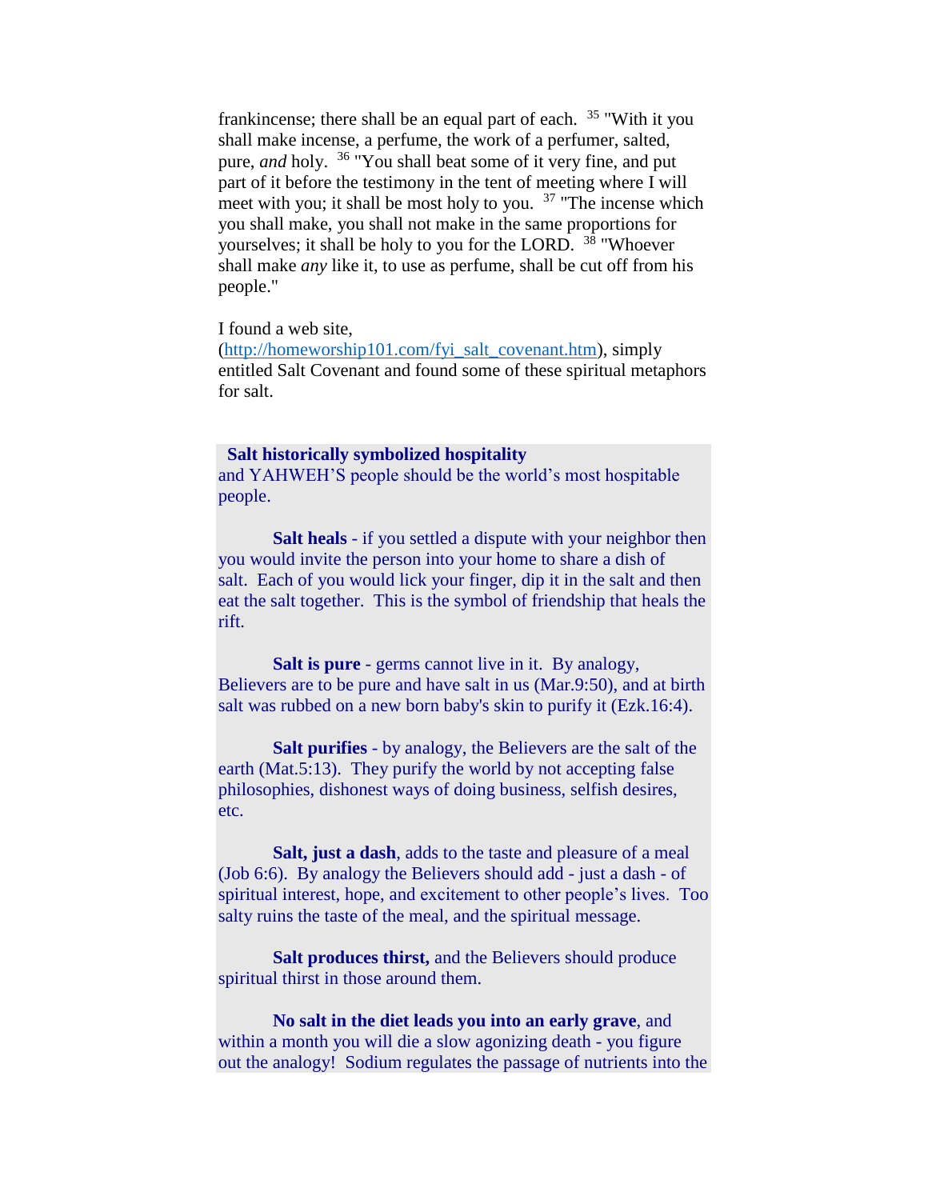frankincense; there shall be an equal part of each. [35] "With it you shall make incense, a perfume, the work of a perfumer, salted, pure, *and* holy. [36] "You shall beat some of it very fine, and put part of it before the testimony in the tent of meeting where I will meet with you; it shall be most holy to you. [37] "The incense which you shall make, you shall not make in the same proportions for yourselves; it shall be holy to you for the LORD. [38] "Whoever shall make *any* like it, to use as perfume, shall be cut off from his people."

I found a web site, (http://homeworship101.com/fyi_salt_covenant.htm), simply entitled Salt Covenant and found some of these spiritual metaphors for salt.

**Salt historically symbolized hospitality** and YAHWEH'S people should be the world's most hospitable people.

**Salt heals** - if you settled a dispute with your neighbor then you would invite the person into your home to share a dish of salt. Each of you would lick your finger, dip it in the salt and then eat the salt together. This is the symbol of friendship that heals the rift.

**Salt is pure** - germs cannot live in it. By analogy, Believers are to be pure and have salt in us (Mar.9:50), and at birth salt was rubbed on a new born baby's skin to purify it (Ezk.16:4).

**Salt purifies** - by analogy, the Believers are the salt of the earth (Mat.5:13). They purify the world by not accepting false philosophies, dishonest ways of doing business, selfish desires, etc.

**Salt, just a dash**, adds to the taste and pleasure of a meal (Job 6:6). By analogy the Believers should add - just a dash - of spiritual interest, hope, and excitement to other people's lives. Too salty ruins the taste of the meal, and the spiritual message.

**Salt produces thirst,** and the Believers should produce spiritual thirst in those around them.

**No salt in the diet leads you into an early grave**, and within a month you will die a slow agonizing death - you figure out the analogy! Sodium regulates the passage of nutrients into the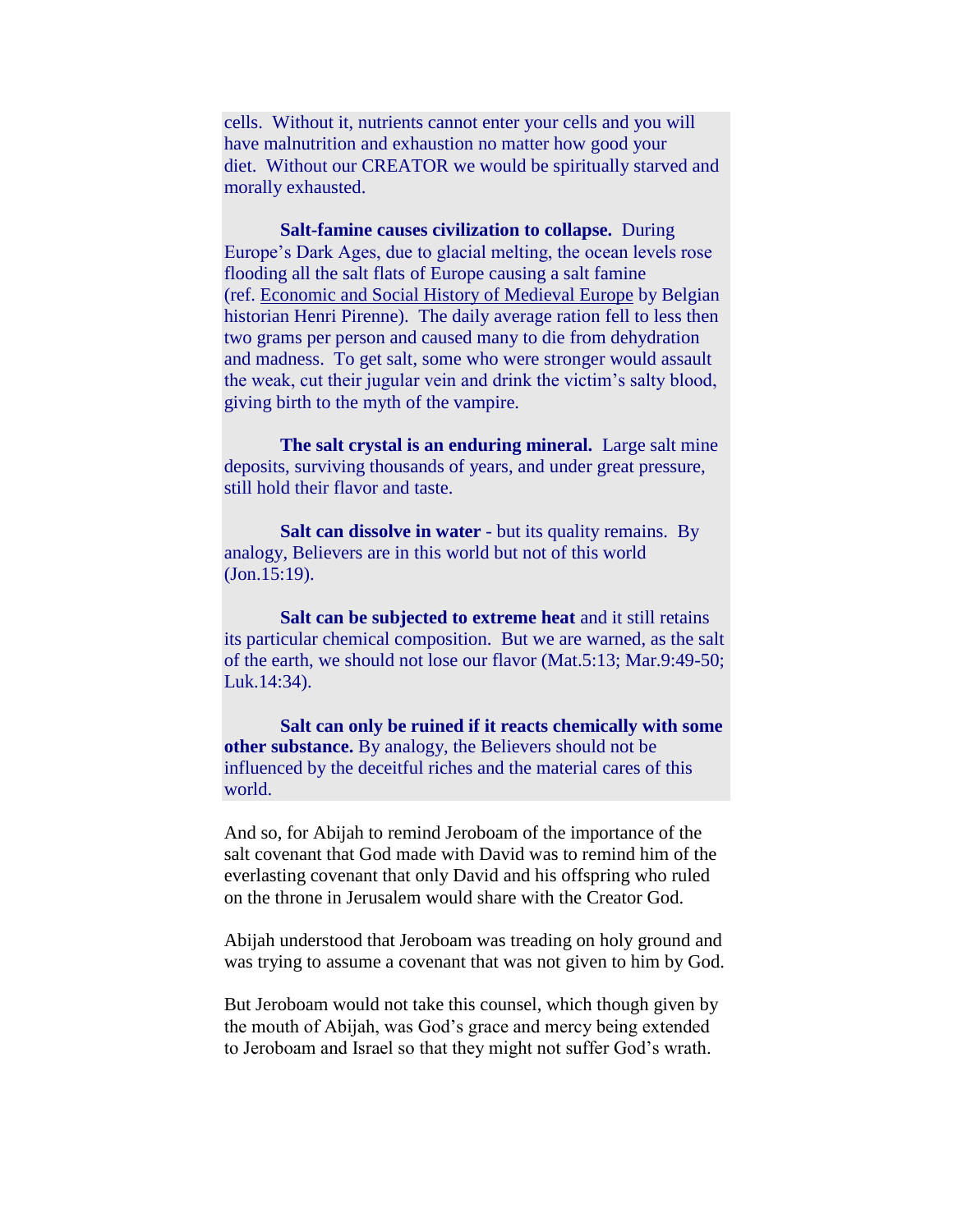cells. Without it, nutrients cannot enter your cells and you will have malnutrition and exhaustion no matter how good your diet. Without our CREATOR we would be spiritually starved and morally exhausted.

**Salt-famine causes civilization to collapse.** During Europe's Dark Ages, due to glacial melting, the ocean levels rose flooding all the salt flats of Europe causing a salt famine (ref. Economic and Social History of Medieval Europe by Belgian historian Henri Pirenne). The daily average ration fell to less then two grams per person and caused many to die from dehydration and madness. To get salt, some who were stronger would assault the weak, cut their jugular vein and drink the victim's salty blood, giving birth to the myth of the vampire.

**The salt crystal is an enduring mineral.** Large salt mine deposits, surviving thousands of years, and under great pressure, still hold their flavor and taste.

**Salt can dissolve in water** - but its quality remains. By analogy, Believers are in this world but not of this world (Jon.15:19).

**Salt can be subjected to extreme heat** and it still retains its particular chemical composition. But we are warned, as the salt of the earth, we should not lose our flavor (Mat.5:13; Mar.9:49-50; Luk.14:34).

**Salt can only be ruined if it reacts chemically with some other substance.** By analogy, the Believers should not be influenced by the deceitful riches and the material cares of this world.

And so, for Abijah to remind Jeroboam of the importance of the salt covenant that God made with David was to remind him of the everlasting covenant that only David and his offspring who ruled on the throne in Jerusalem would share with the Creator God.

Abijah understood that Jeroboam was treading on holy ground and was trying to assume a covenant that was not given to him by God.

But Jeroboam would not take this counsel, which though given by the mouth of Abijah, was God's grace and mercy being extended to Jeroboam and Israel so that they might not suffer God's wrath.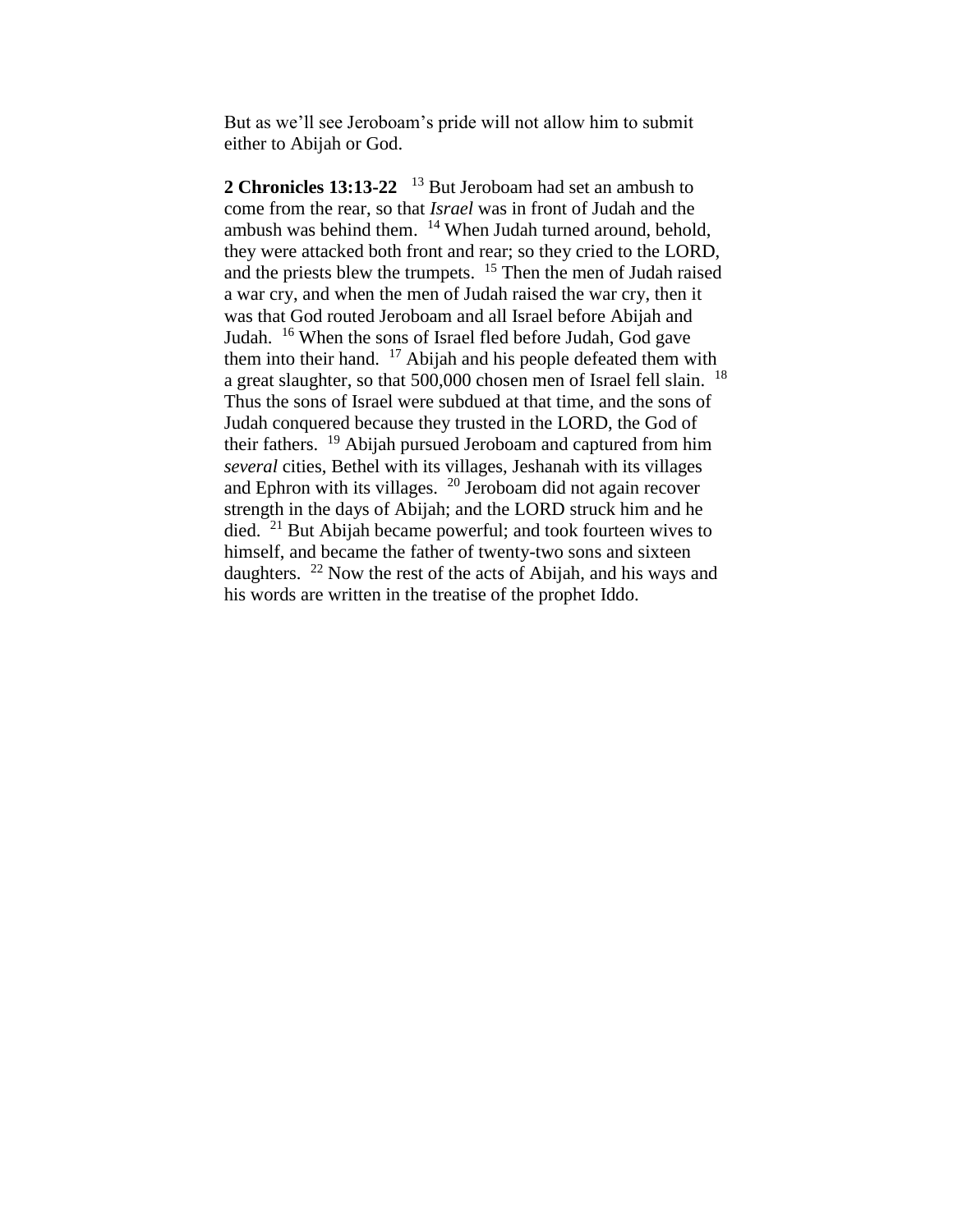But as we'll see Jeroboam's pride will not allow him to submit either to Abijah or God.

**2 Chronicles 13:13-22** [13] But Jeroboam had set an ambush to come from the rear, so that *Israel* was in front of Judah and the ambush was behind them. [14] When Judah turned around, behold, they were attacked both front and rear; so they cried to the LORD, and the priests blew the trumpets. [15] Then the men of Judah raised a war cry, and when the men of Judah raised the war cry, then it was that God routed Jeroboam and all Israel before Abijah and Judah. [16] When the sons of Israel fled before Judah, God gave them into their hand. [17] Abijah and his people defeated them with a great slaughter, so that 500,000 chosen men of Israel fell slain. [18] Thus the sons of Israel were subdued at that time, and the sons of Judah conquered because they trusted in the LORD, the God of their fathers. [19] Abijah pursued Jeroboam and captured from him *several* cities, Bethel with its villages, Jeshanah with its villages and Ephron with its villages. [20] Jeroboam did not again recover strength in the days of Abijah; and the LORD struck him and he died. [21] But Abijah became powerful; and took fourteen wives to himself, and became the father of twenty-two sons and sixteen daughters. [22] Now the rest of the acts of Abijah, and his ways and his words are written in the treatise of the prophet Iddo.